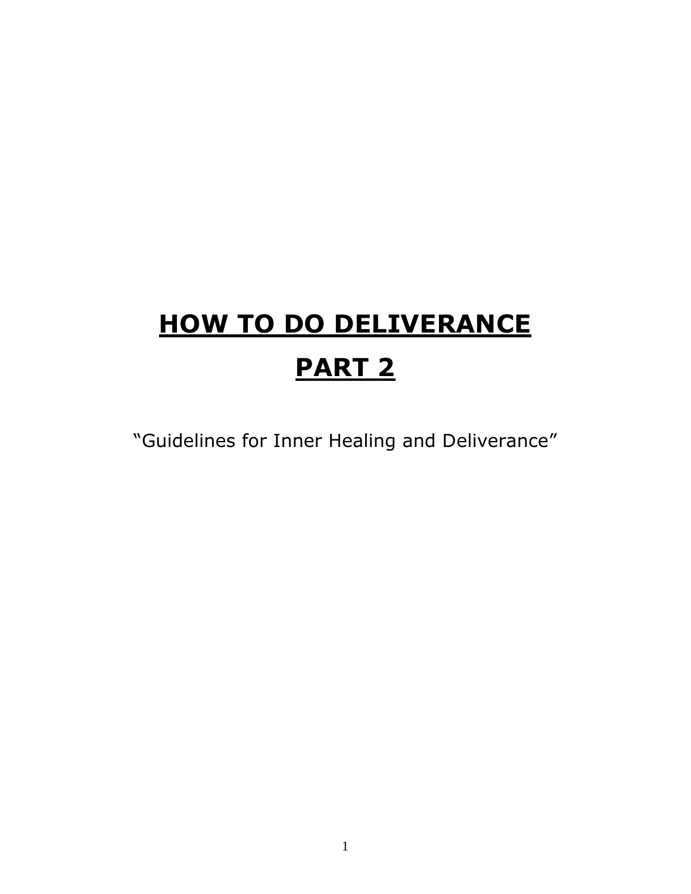# HOW TO DO DELIVERANCE

# PART 2

"Guidelines for Inner Healing and Deliverance"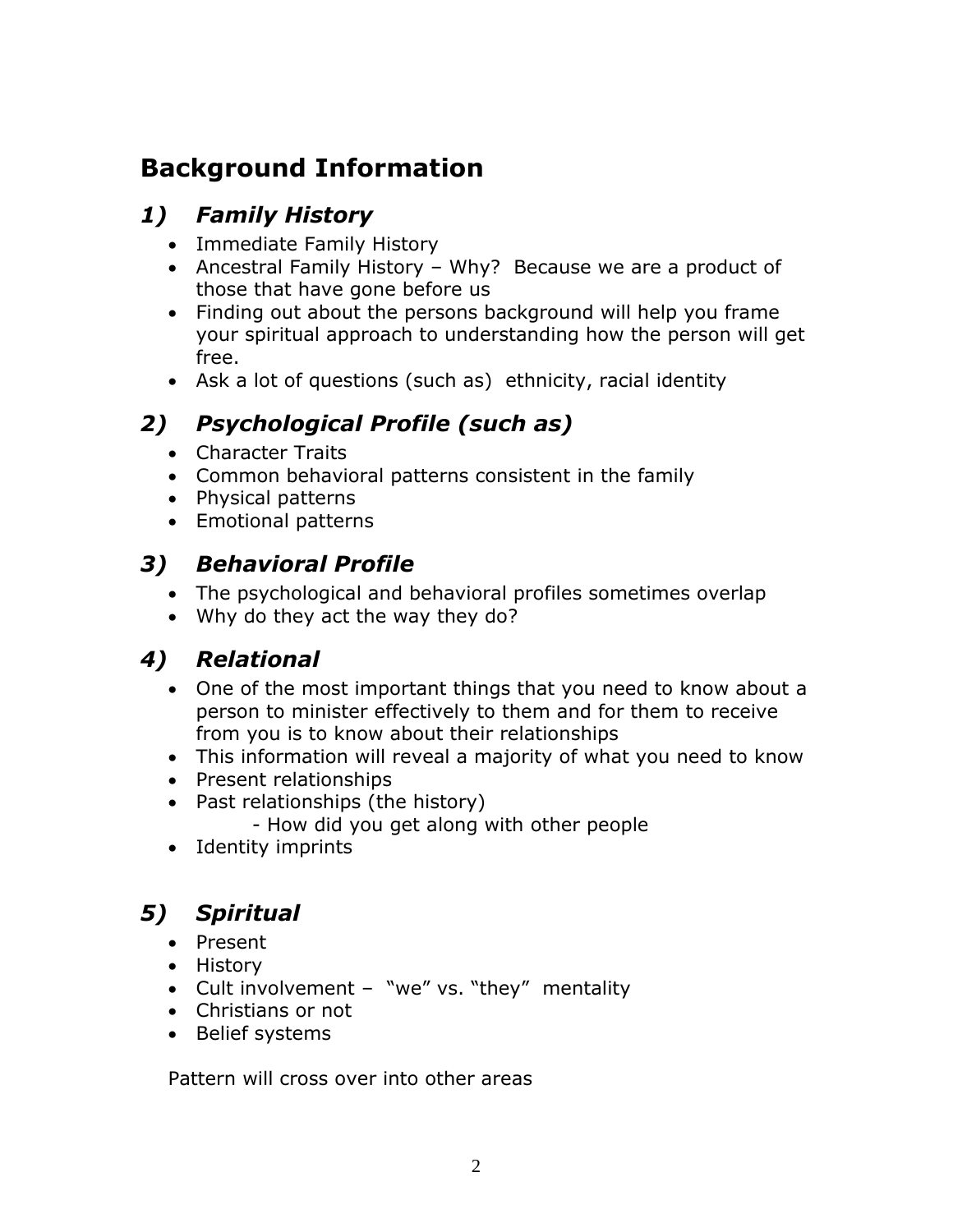# Background Information

## *1) Family History*

- Immediate Family History
- Ancestral Family History – Why? Because we are a product of those that have gone before us
- Finding out about the persons background will help you frame your spiritual approach to understanding how the person will get free.
- Ask a lot of questions (such as) ethnicity, racial identity

## *2) Psychological Profile (such as)*

- Character Traits
- Common behavioral patterns consistent in the family
- Physical patterns
- Emotional patterns

## *3) Behavioral Profile*

- The psychological and behavioral profiles sometimes overlap
- Why do they act the way they do?

## *4) Relational*

- One of the most important things that you need to know about a person to minister effectively to them and for them to receive from you is to know about their relationships
- This information will reveal a majority of what you need to know
- Present relationships
- Past relationships (the history)
    - How did you get along with other people
- Identity imprints

## *5) Spiritual*

- Present
- History
- Cult involvement – "we" vs. "they" mentality
- Christians or not
- Belief systems

Pattern will cross over into other areas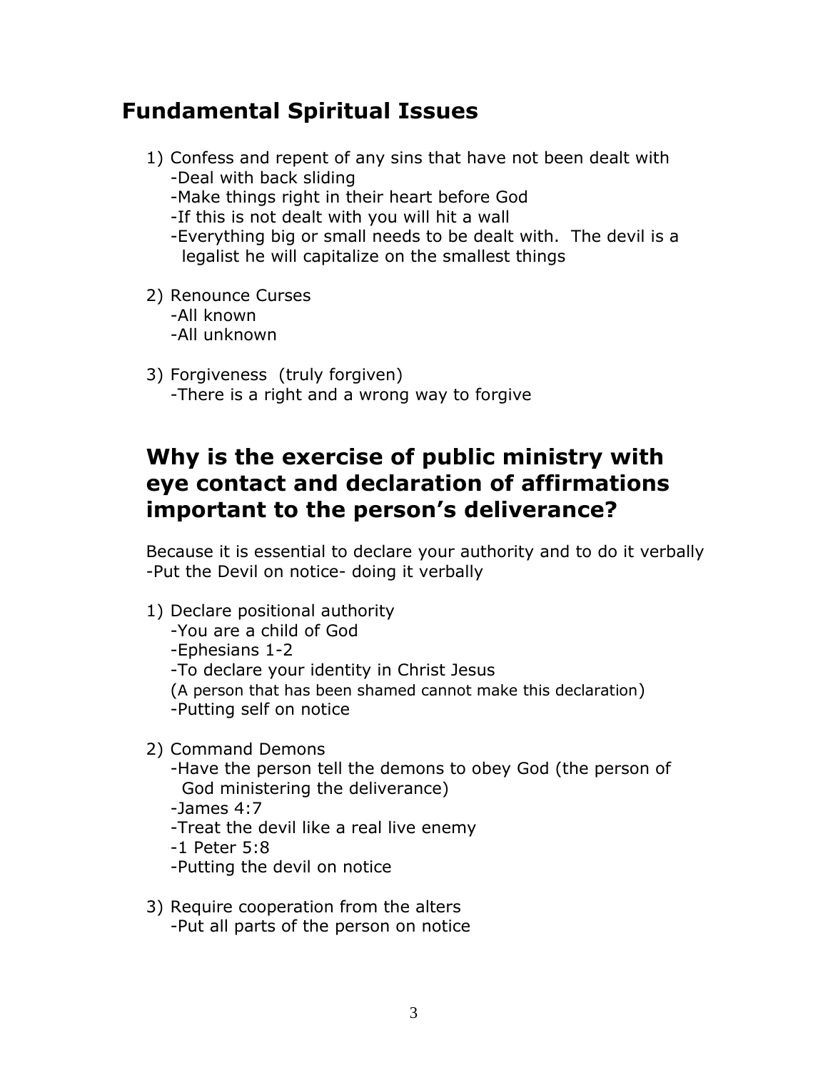## Fundamental Spiritual Issues

1) Confess and repent of any sins that have not been dealt with
   - Deal with back sliding
   - Make things right in their heart before God
   - If this is not dealt with you will hit a wall
   - Everything big or small needs to be dealt with.  The devil is a legalist he will capitalize on the smallest things

2) Renounce Curses
   - All known
   - All unknown

3) Forgiveness  (truly forgiven)
   - There is a right and a wrong way to forgive

## Why is the exercise of public ministry with eye contact and declaration of affirmations important to the person's deliverance?

Because it is essential to declare your authority and to do it verbally
-Put the Devil on notice- doing it verbally

1) Declare positional authority
   - You are a child of God
   - Ephesians 1-2
   - To declare your identity in Christ Jesus

   (A person that has been shamed cannot make this declaration)
   - Putting self on notice

2) Command Demons
   - Have the person tell the demons to obey God (the person of God ministering the deliverance)
   - James 4:7
   - Treat the devil like a real live enemy
   - 1 Peter 5:8
   - Putting the devil on notice

3) Require cooperation from the alters
   - Put all parts of the person on notice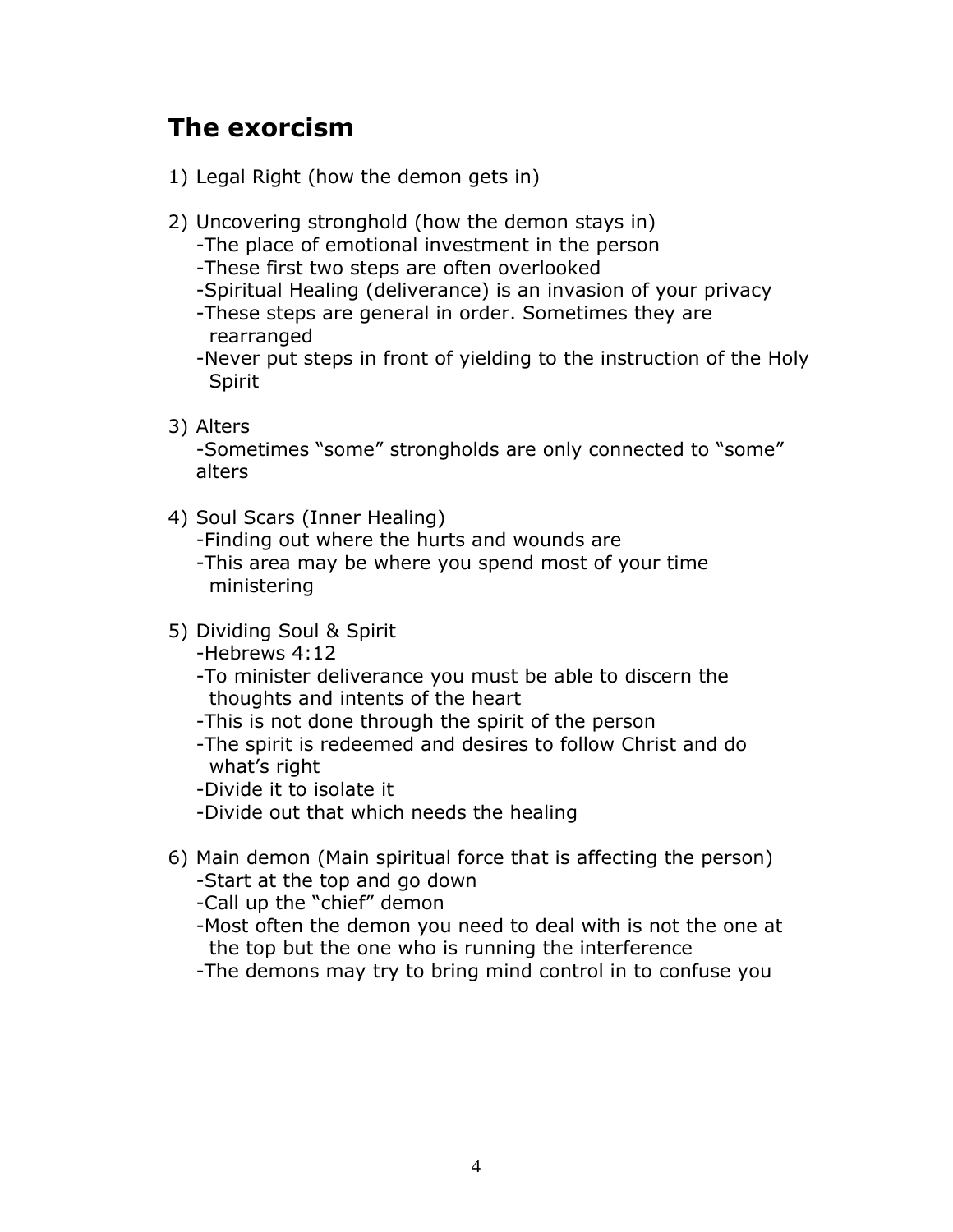## The exorcism

1) Legal Right (how the demon gets in)

2) Uncovering stronghold (how the demon stays in)
   - The place of emotional investment in the person
   - These first two steps are often overlooked
   - Spiritual Healing (deliverance) is an invasion of your privacy
   - These steps are general in order. Sometimes they are rearranged
   - Never put steps in front of yielding to the instruction of the Holy Spirit

3) Alters
   - Sometimes "some" strongholds are only connected to "some" alters

4) Soul Scars (Inner Healing)
   - Finding out where the hurts and wounds are
   - This area may be where you spend most of your time ministering

5) Dividing Soul & Spirit
   - Hebrews 4:12
   - To minister deliverance you must be able to discern the thoughts and intents of the heart
   - This is not done through the spirit of the person
   - The spirit is redeemed and desires to follow Christ and do what's right
   - Divide it to isolate it
   - Divide out that which needs the healing

6) Main demon (Main spiritual force that is affecting the person)
   - Start at the top and go down
   - Call up the "chief" demon
   - Most often the demon you need to deal with is not the one at the top but the one who is running the interference
   - The demons may try to bring mind control in to confuse you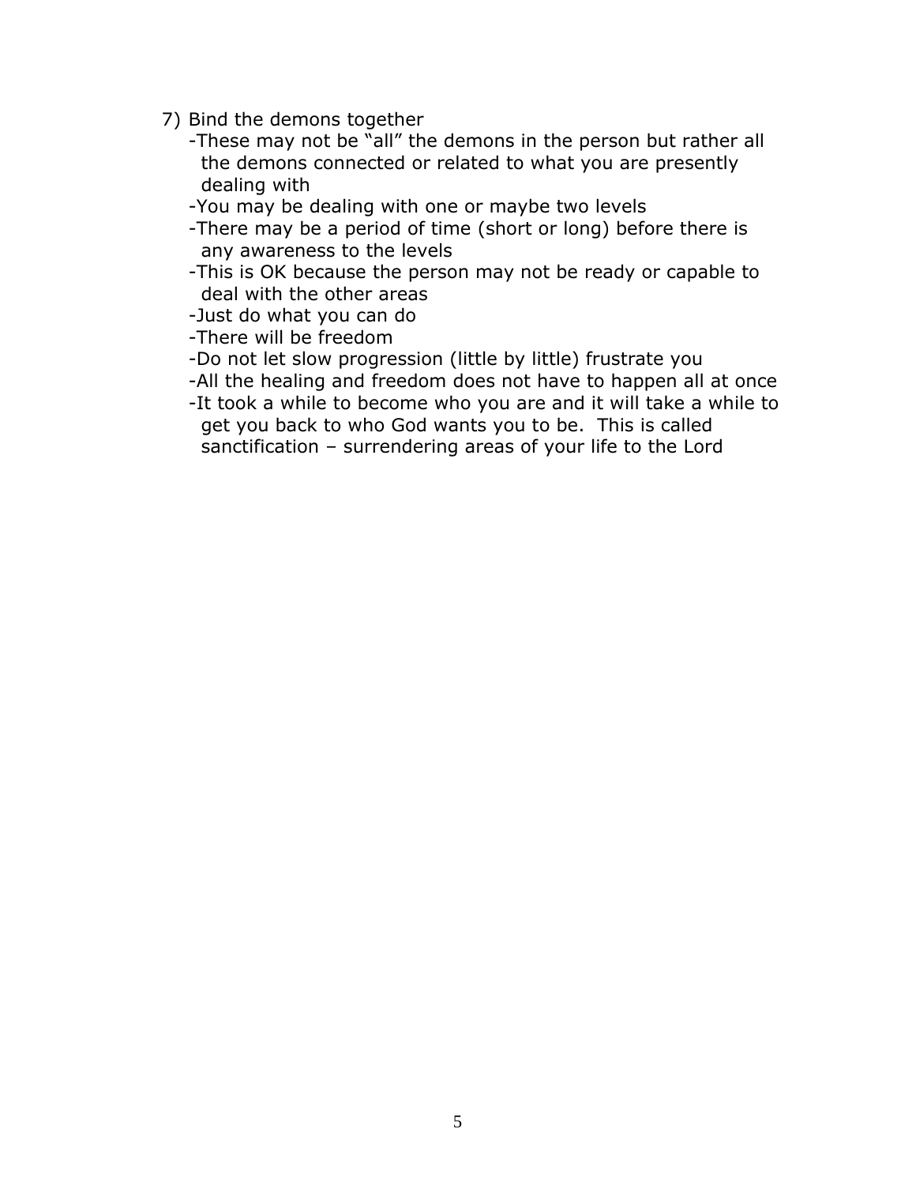7) Bind the demons together
   - These may not be "all" the demons in the person but rather all the demons connected or related to what you are presently dealing with
   - You may be dealing with one or maybe two levels
   - There may be a period of time (short or long) before there is any awareness to the levels
   - This is OK because the person may not be ready or capable to deal with the other areas
   - Just do what you can do
   - There will be freedom
   - Do not let slow progression (little by little) frustrate you
   - All the healing and freedom does not have to happen all at once
   - It took a while to become who you are and it will take a while to get you back to who God wants you to be. This is called sanctification – surrendering areas of your life to the Lord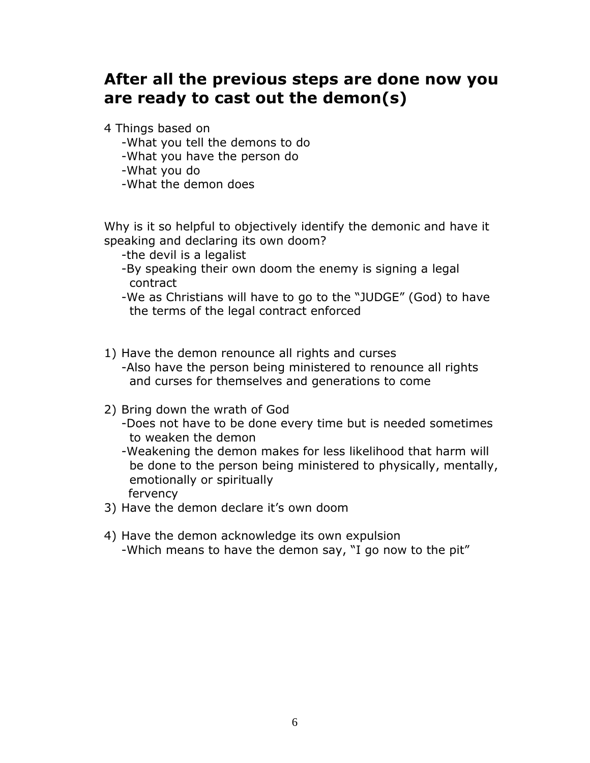## After all the previous steps are done now you are ready to cast out the demon(s)

4 Things based on

- -What you tell the demons to do
- -What you have the person do
- -What you do
- -What the demon does

Why is it so helpful to objectively identify the demonic and have it speaking and declaring its own doom?

- -the devil is a legalist
- -By speaking their own doom the enemy is signing a legal contract
- -We as Christians will have to go to the "JUDGE" (God) to have the terms of the legal contract enforced

1) Have the demon renounce all rights and curses
   - -Also have the person being ministered to renounce all rights and curses for themselves and generations to come

2) Bring down the wrath of God
   - -Does not have to be done every time but is needed sometimes to weaken the demon
   - -Weakening the demon makes for less likelihood that harm will be done to the person being ministered to physically, mentally, emotionally or spiritually
     fervency

3) Have the demon declare it's own doom

4) Have the demon acknowledge its own expulsion
   - -Which means to have the demon say, "I go now to the pit"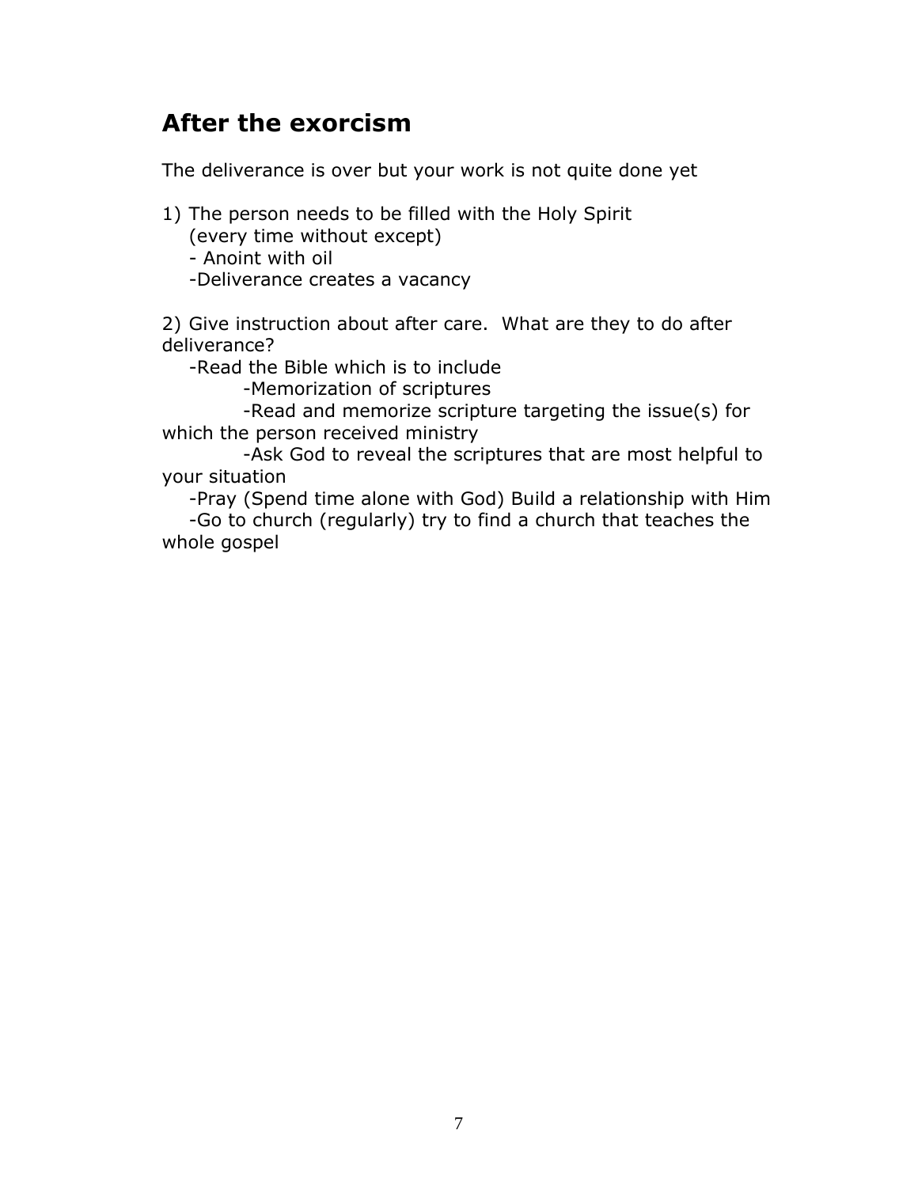## After the exorcism

The deliverance is over but your work is not quite done yet

1) The person needs to be filled with the Holy Spirit
   (every time without except)
   - Anoint with oil
   - Deliverance creates a vacancy

2) Give instruction about after care. What are they to do after deliverance?
   - Read the Bible which is to include
     - Memorization of scriptures
     - Read and memorize scripture targeting the issue(s) for which the person received ministry
     - Ask God to reveal the scriptures that are most helpful to your situation
   - Pray (Spend time alone with God) Build a relationship with Him
   - Go to church (regularly) try to find a church that teaches the whole gospel